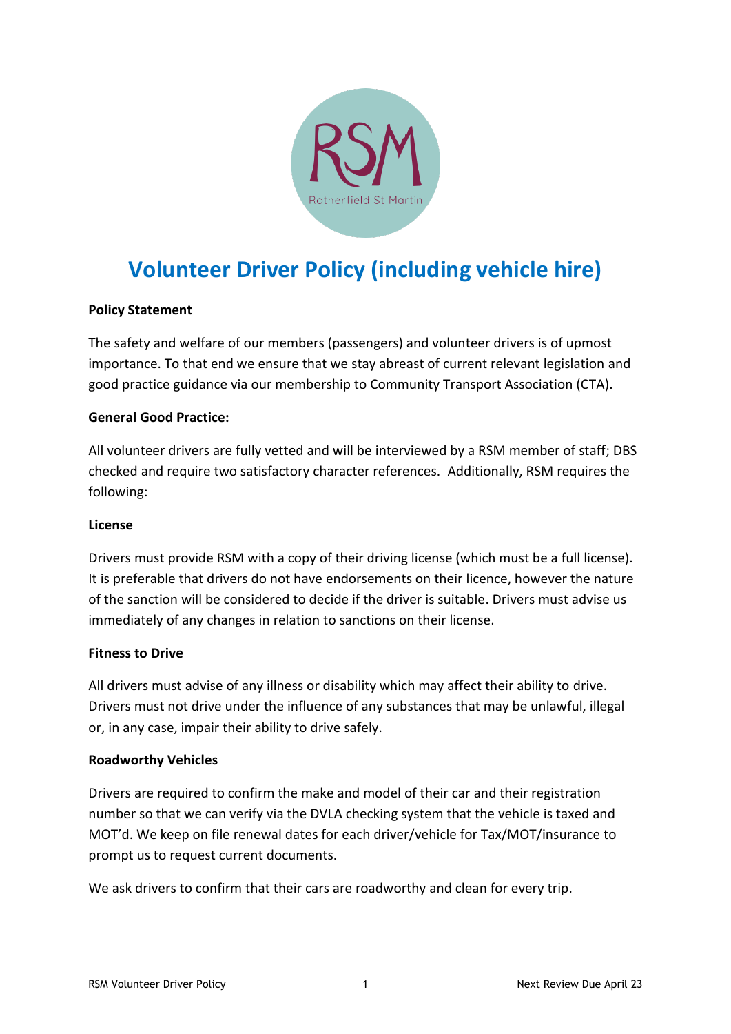# Volunteer Driver Policy (including vehicle hire)

**Policy Statement**

The safety and welfare of our members (passengers) and volunteer drivers is of upmost importance. To that end we ensure that we stay abreast of current relevant legislation and good practice guidance via our membership to Community Transport Association (CTA).

**General Good Practice:**

All volunteer drivers are fully vetted and will be interviewed by a RSM member of staff; DBS checked and require two satisfactory character references. Additionally, RSM requires the following:

**License**

Drivers must provide RSM with a copy of their driving license (which must be a full license). It is preferable that drivers do not have endorsements on their licence, however the nature of the sanction will be considered to decide if the driver is suitable. Drivers must advise us immediately of any changes in relation to sanctions on their license.

**Fitness to Drive**

All drivers must advise of any illness or disability which may affect their ability to drive. Drivers must not drive under the influence of any substances that may be unlawful, illegal or, in any case, impair their ability to drive safely.

**Roadworthy Vehicles**

Drivers are required to confirm the make and model of their car and their registration number so that we can verify via the DVLA checking system that the vehicle is taxed and MOT'd. We keep on file renewal dates for each driver/vehicle for Tax/MOT/insurance to prompt us to request current documents.

We ask drivers to confirm that their cars are roadworthy and clean for every trip.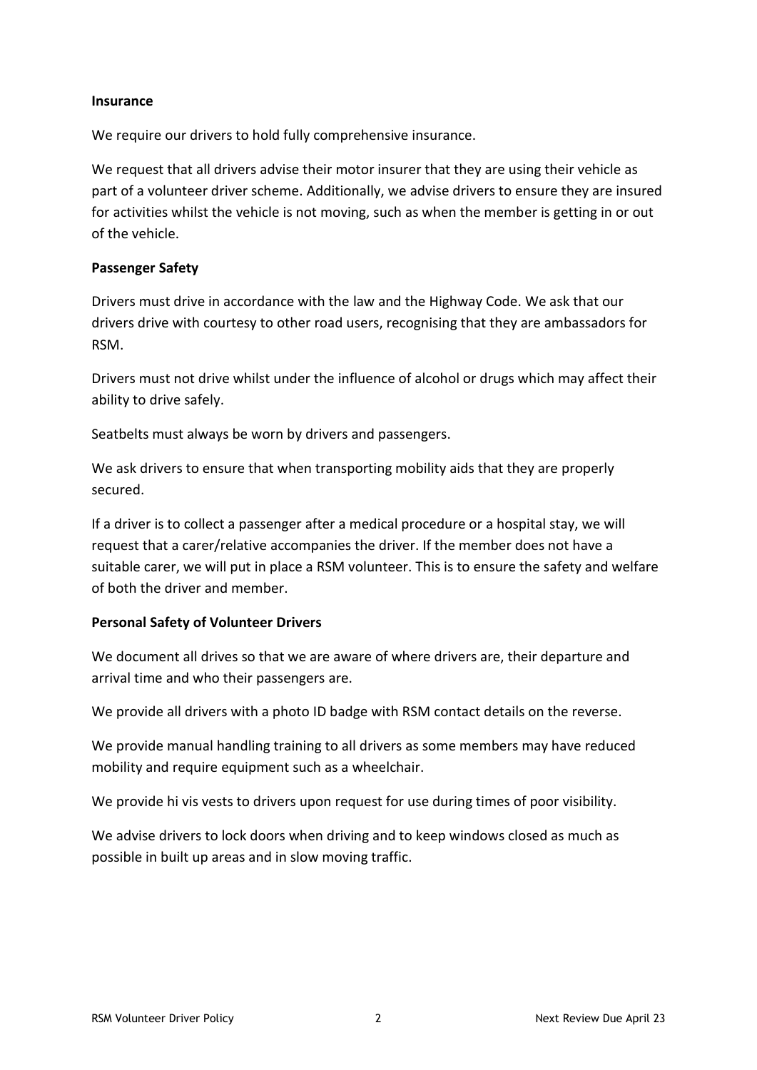## Insurance

We require our drivers to hold fully comprehensive insurance.

We request that all drivers advise their motor insurer that they are using their vehicle as part of a volunteer driver scheme. Additionally, we advise drivers to ensure they are insured for activities whilst the vehicle is not moving, such as when the member is getting in or out of the vehicle.

## Passenger Safety

Drivers must drive in accordance with the law and the Highway Code. We ask that our drivers drive with courtesy to other road users, recognising that they are ambassadors for RSM.

Drivers must not drive whilst under the influence of alcohol or drugs which may affect their ability to drive safely.

Seatbelts must always be worn by drivers and passengers.

We ask drivers to ensure that when transporting mobility aids that they are properly secured.

If a driver is to collect a passenger after a medical procedure or a hospital stay, we will request that a carer/relative accompanies the driver. If the member does not have a suitable carer, we will put in place a RSM volunteer. This is to ensure the safety and welfare of both the driver and member.

## Personal Safety of Volunteer Drivers

We document all drives so that we are aware of where drivers are, their departure and arrival time and who their passengers are.

We provide all drivers with a photo ID badge with RSM contact details on the reverse.

We provide manual handling training to all drivers as some members may have reduced mobility and require equipment such as a wheelchair.

We provide hi vis vests to drivers upon request for use during times of poor visibility.

We advise drivers to lock doors when driving and to keep windows closed as much as possible in built up areas and in slow moving traffic.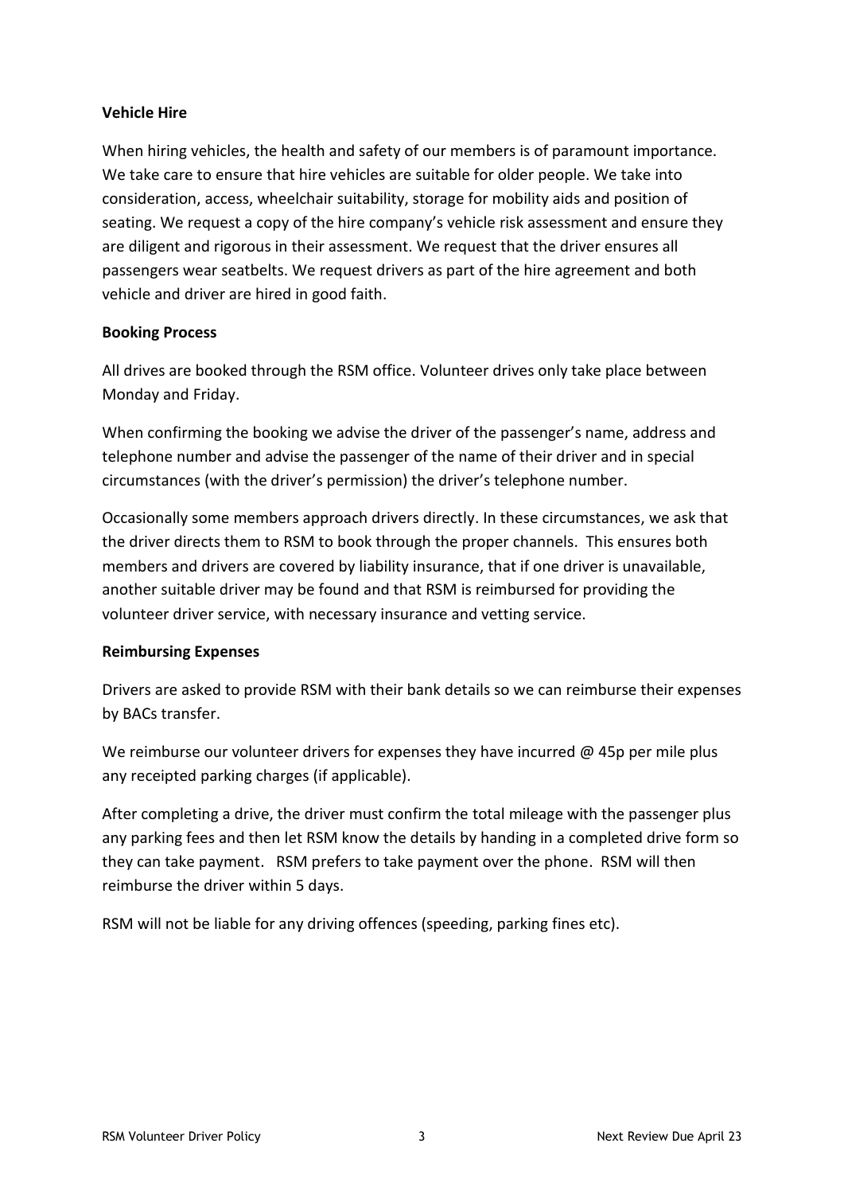**Vehicle Hire**

When hiring vehicles, the health and safety of our members is of paramount importance. We take care to ensure that hire vehicles are suitable for older people. We take into consideration, access, wheelchair suitability, storage for mobility aids and position of seating. We request a copy of the hire company's vehicle risk assessment and ensure they are diligent and rigorous in their assessment. We request that the driver ensures all passengers wear seatbelts. We request drivers as part of the hire agreement and both vehicle and driver are hired in good faith.

**Booking Process**

All drives are booked through the RSM office. Volunteer drives only take place between Monday and Friday.

When confirming the booking we advise the driver of the passenger's name, address and telephone number and advise the passenger of the name of their driver and in special circumstances (with the driver's permission) the driver's telephone number.

Occasionally some members approach drivers directly. In these circumstances, we ask that the driver directs them to RSM to book through the proper channels. This ensures both members and drivers are covered by liability insurance, that if one driver is unavailable, another suitable driver may be found and that RSM is reimbursed for providing the volunteer driver service, with necessary insurance and vetting service.

**Reimbursing Expenses**

Drivers are asked to provide RSM with their bank details so we can reimburse their expenses by BACs transfer.

We reimburse our volunteer drivers for expenses they have incurred @ 45p per mile plus any receipted parking charges (if applicable).

After completing a drive, the driver must confirm the total mileage with the passenger plus any parking fees and then let RSM know the details by handing in a completed drive form so they can take payment. RSM prefers to take payment over the phone. RSM will then reimburse the driver within 5 days.

RSM will not be liable for any driving offences (speeding, parking fines etc).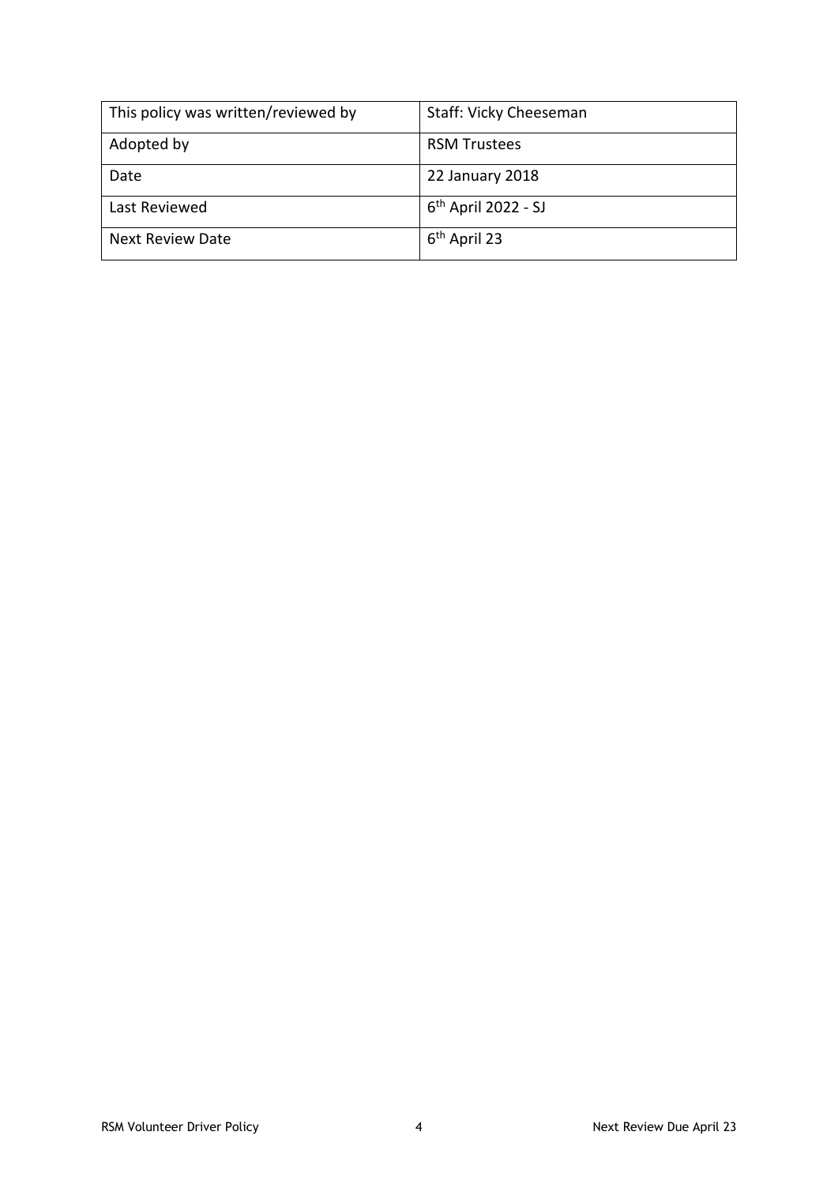| | |
|---|---|
| This policy was written/reviewed by | Staff: Vicky Cheeseman |
| Adopted by | RSM Trustees |
| Date | 22 January 2018 |
| Last Reviewed | 6th April 2022 - SJ |
| Next Review Date | 6th April 23 |